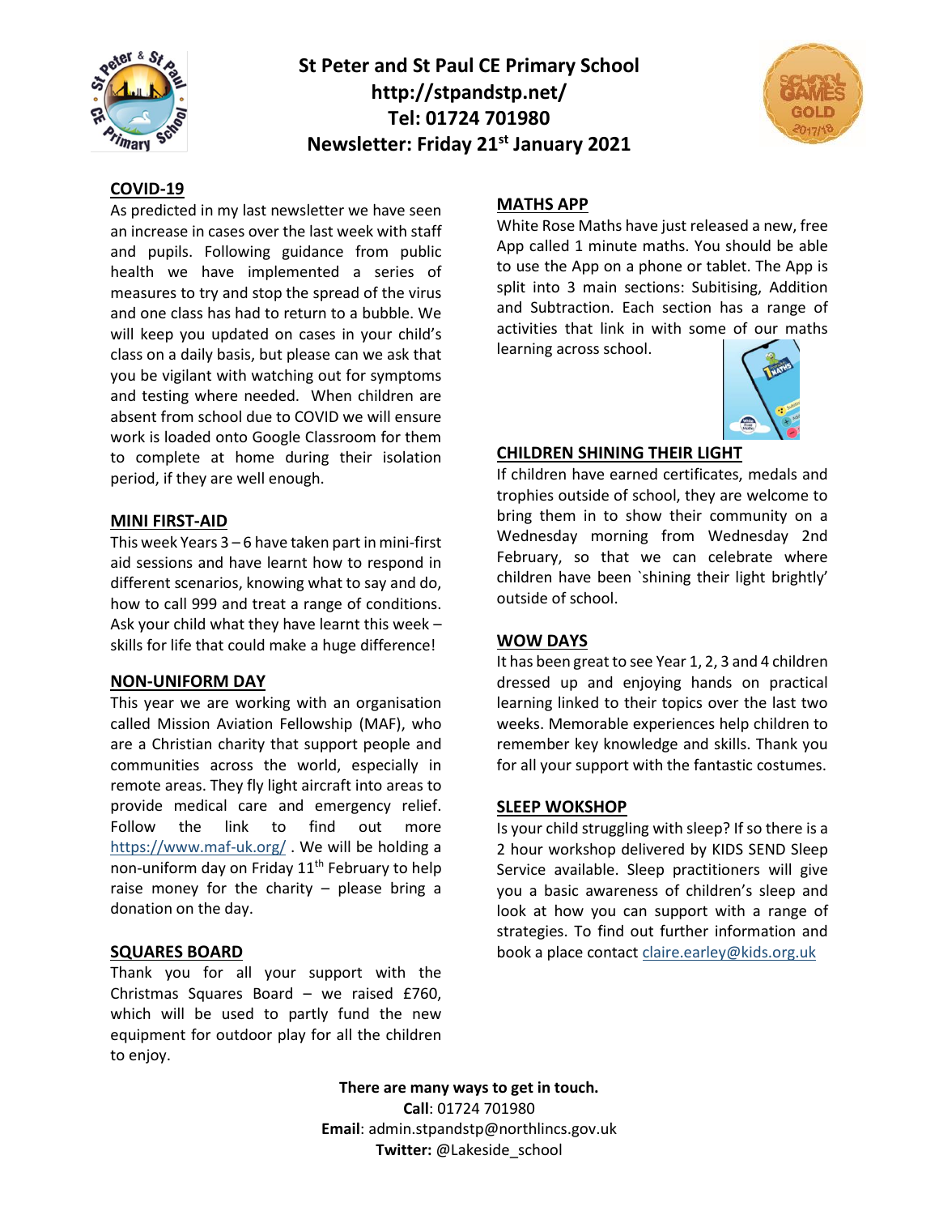# St Peter and St Paul CE Primary School

**http://stpandstp.net/**

**Tel: 01724 701980**

**Newsletter: Friday 21st January 2021**

## COVID-19

As predicted in my last newsletter we have seen an increase in cases over the last week with staff and pupils. Following guidance from public health we have implemented a series of measures to try and stop the spread of the virus and one class has had to return to a bubble. We will keep you updated on cases in your child's class on a daily basis, but please can we ask that you be vigilant with watching out for symptoms and testing where needed. When children are absent from school due to COVID we will ensure work is loaded onto Google Classroom for them to complete at home during their isolation period, if they are well enough.

## MINI FIRST-AID

This week Years 3 – 6 have taken part in mini-first aid sessions and have learnt how to respond in different scenarios, knowing what to say and do, how to call 999 and treat a range of conditions. Ask your child what they have learnt this week – skills for life that could make a huge difference!

## NON-UNIFORM DAY

This year we are working with an organisation called Mission Aviation Fellowship (MAF), who are a Christian charity that support people and communities across the world, especially in remote areas. They fly light aircraft into areas to provide medical care and emergency relief. Follow the link to find out more https://www.maf-uk.org/ . We will be holding a non-uniform day on Friday 11th February to help raise money for the charity – please bring a donation on the day.

## SQUARES BOARD

Thank you for all your support with the Christmas Squares Board – we raised £760, which will be used to partly fund the new equipment for outdoor play for all the children to enjoy.

## MATHS APP

White Rose Maths have just released a new, free App called 1 minute maths. You should be able to use the App on a phone or tablet. The App is split into 3 main sections: Subitising, Addition and Subtraction. Each section has a range of activities that link in with some of our maths learning across school.

## CHILDREN SHINING THEIR LIGHT

If children have earned certificates, medals and trophies outside of school, they are welcome to bring them in to show their community on a Wednesday morning from Wednesday 2nd February, so that we can celebrate where children have been `shining their light brightly' outside of school.

## WOW DAYS

It has been great to see Year 1, 2, 3 and 4 children dressed up and enjoying hands on practical learning linked to their topics over the last two weeks. Memorable experiences help children to remember key knowledge and skills. Thank you for all your support with the fantastic costumes.

## SLEEP WOKSHOP

Is your child struggling with sleep? If so there is a 2 hour workshop delivered by KIDS SEND Sleep Service available. Sleep practitioners will give you a basic awareness of children's sleep and look at how you can support with a range of strategies. To find out further information and book a place contact claire.earley@kids.org.uk

**There are many ways to get in touch.**

**Call**: 01724 701980

**Email**: admin.stpandstp@northlincs.gov.uk

**Twitter:** @Lakeside_school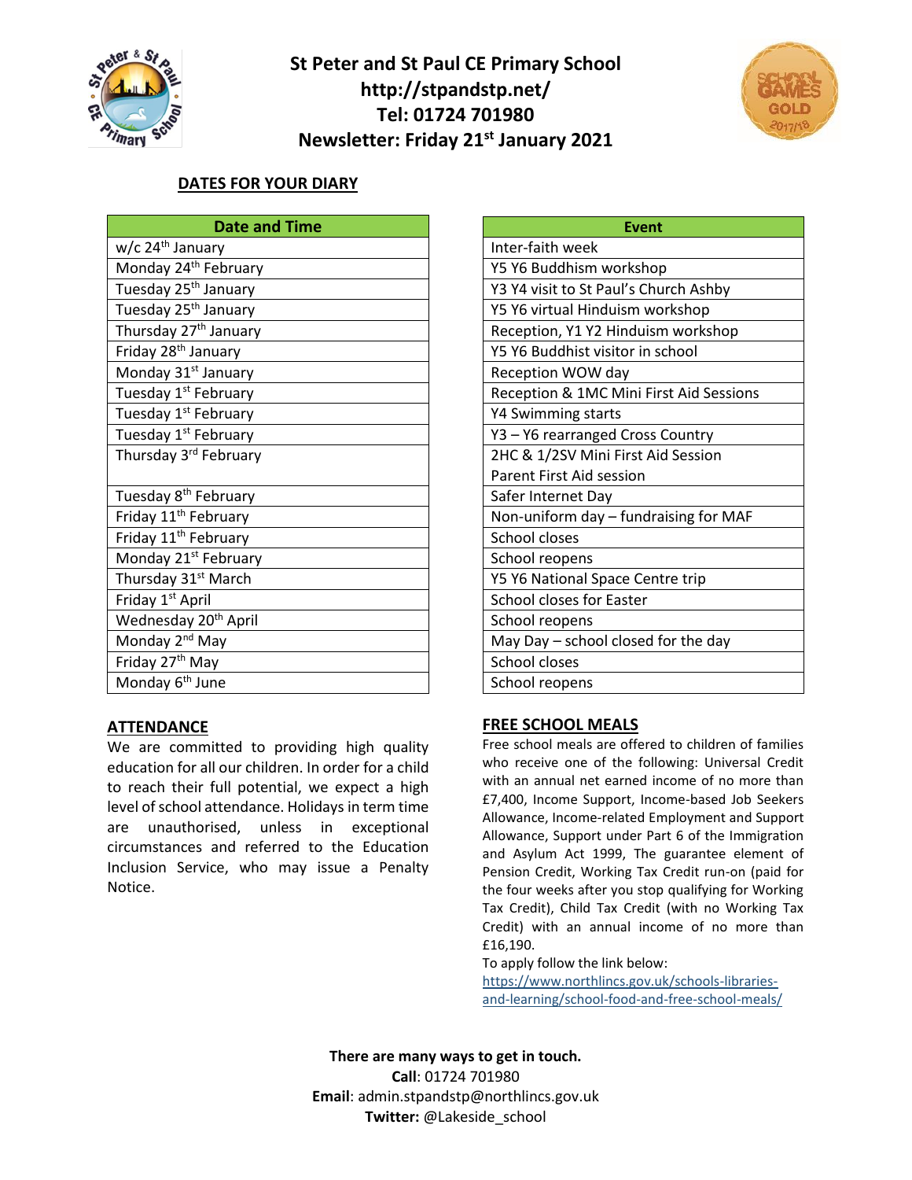# St Peter and St Paul CE Primary School
# http://stpandstp.net/
# Tel: 01724 701980
# Newsletter: Friday 21st January 2021

## DATES FOR YOUR DIARY

| Date and Time | Event |
|---|---|
| w/c 24th January | Inter-faith week |
| Monday 24th February | Y5 Y6 Buddhism workshop |
| Tuesday 25th January | Y3 Y4 visit to St Paul's Church Ashby |
| Tuesday 25th January | Y5 Y6 virtual Hinduism workshop |
| Thursday 27th January | Reception, Y1 Y2 Hinduism workshop |
| Friday 28th January | Y5 Y6 Buddhist visitor in school |
| Monday 31st January | Reception WOW day |
| Tuesday 1st February | Reception & 1MC Mini First Aid Sessions |
| Tuesday 1st February | Y4 Swimming starts |
| Tuesday 1st February | Y3 – Y6 rearranged Cross Country |
| Thursday 3rd February | 2HC & 1/2SV Mini First Aid Session<br>Parent First Aid session |
| Tuesday 8th February | Safer Internet Day |
| Friday 11th February | Non-uniform day – fundraising for MAF |
| Friday 11th February | School closes |
| Monday 21st February | School reopens |
| Thursday 31st March | Y5 Y6 National Space Centre trip |
| Friday 1st April | School closes for Easter |
| Wednesday 20th April | School reopens |
| Monday 2nd May | May Day – school closed for the day |
| Friday 27th May | School closes |
| Monday 6th June | School reopens |

## ATTENDANCE

We are committed to providing high quality education for all our children. In order for a child to reach their full potential, we expect a high level of school attendance. Holidays in term time are unauthorised, unless in exceptional circumstances and referred to the Education Inclusion Service, who may issue a Penalty Notice.

## FREE SCHOOL MEALS

Free school meals are offered to children of families who receive one of the following: Universal Credit with an annual net earned income of no more than £7,400, Income Support, Income-based Job Seekers Allowance, Income-related Employment and Support Allowance, Support under Part 6 of the Immigration and Asylum Act 1999, The guarantee element of Pension Credit, Working Tax Credit run-on (paid for the four weeks after you stop qualifying for Working Tax Credit), Child Tax Credit (with no Working Tax Credit) with an annual income of no more than £16,190.

To apply follow the link below:
https://www.northlincs.gov.uk/schools-libraries-and-learning/school-food-and-free-school-meals/

**There are many ways to get in touch.**
**Call**: 01724 701980
**Email**: admin.stpandstp@northlincs.gov.uk
**Twitter:** @Lakeside_school